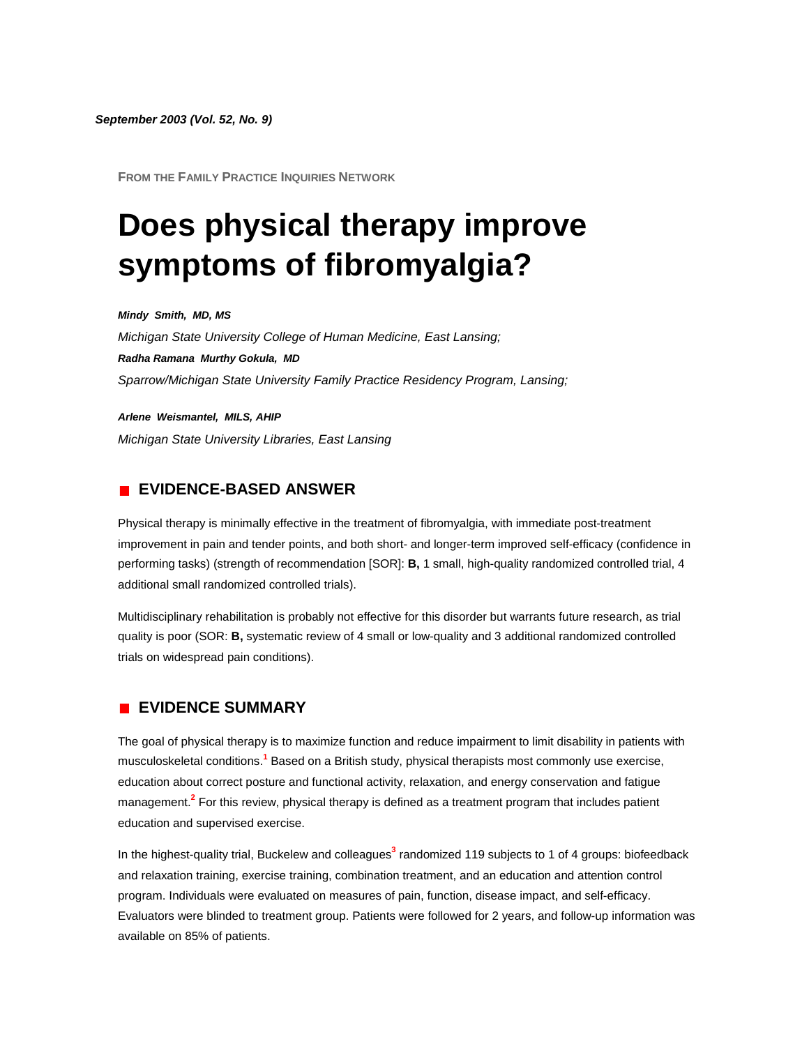*September 2003 (Vol. 52, No. 9)*

FROM THE FAMILY PRACTICE INQUIRIES NETWORK

# Does physical therapy improve symptoms of fibromyalgia?

***Mindy Smith, MD, MS***
*Michigan State University College of Human Medicine, East Lansing;*
***Radha Ramana Murthy Gokula, MD***
*Sparrow/Michigan State University Family Practice Residency Program, Lansing;*

***Arlene Weismantel, MILS, AHIP***
*Michigan State University Libraries, East Lansing*

## EVIDENCE-BASED ANSWER

Physical therapy is minimally effective in the treatment of fibromyalgia, with immediate post-treatment improvement in pain and tender points, and both short- and longer-term improved self-efficacy (confidence in performing tasks) (strength of recommendation [SOR]: **B,** 1 small, high-quality randomized controlled trial, 4 additional small randomized controlled trials).

Multidisciplinary rehabilitation is probably not effective for this disorder but warrants future research, as trial quality is poor (SOR: **B,** systematic review of 4 small or low-quality and 3 additional randomized controlled trials on widespread pain conditions).

## EVIDENCE SUMMARY

The goal of physical therapy is to maximize function and reduce impairment to limit disability in patients with musculoskeletal conditions.[1] Based on a British study, physical therapists most commonly use exercise, education about correct posture and functional activity, relaxation, and energy conservation and fatigue management.[2] For this review, physical therapy is defined as a treatment program that includes patient education and supervised exercise.

In the highest-quality trial, Buckelew and colleagues[3] randomized 119 subjects to 1 of 4 groups: biofeedback and relaxation training, exercise training, combination treatment, and an education and attention control program. Individuals were evaluated on measures of pain, function, disease impact, and self-efficacy. Evaluators were blinded to treatment group. Patients were followed for 2 years, and follow-up information was available on 85% of patients.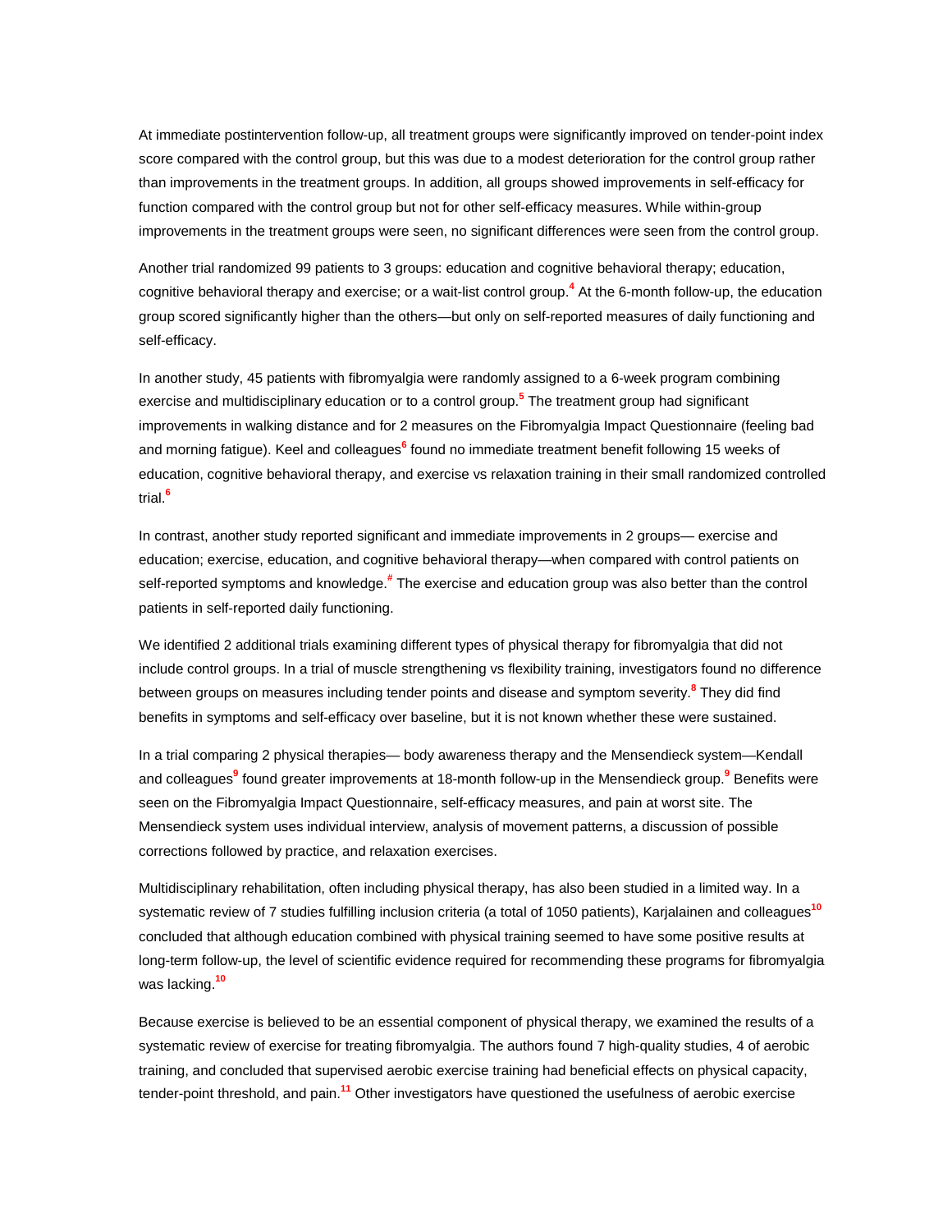At immediate postintervention follow-up, all treatment groups were significantly improved on tender-point index score compared with the control group, but this was due to a modest deterioration for the control group rather than improvements in the treatment groups. In addition, all groups showed improvements in self-efficacy for function compared with the control group but not for other self-efficacy measures. While within-group improvements in the treatment groups were seen, no significant differences were seen from the control group.

Another trial randomized 99 patients to 3 groups: education and cognitive behavioral therapy; education, cognitive behavioral therapy and exercise; or a wait-list control group.[4] At the 6-month follow-up, the education group scored significantly higher than the others—but only on self-reported measures of daily functioning and self-efficacy.

In another study, 45 patients with fibromyalgia were randomly assigned to a 6-week program combining exercise and multidisciplinary education or to a control group.[5] The treatment group had significant improvements in walking distance and for 2 measures on the Fibromyalgia Impact Questionnaire (feeling bad and morning fatigue). Keel and colleagues[6] found no immediate treatment benefit following 15 weeks of education, cognitive behavioral therapy, and exercise vs relaxation training in their small randomized controlled trial.[6]

In contrast, another study reported significant and immediate improvements in 2 groups— exercise and education; exercise, education, and cognitive behavioral therapy—when compared with control patients on self-reported symptoms and knowledge.[#] The exercise and education group was also better than the control patients in self-reported daily functioning.

We identified 2 additional trials examining different types of physical therapy for fibromyalgia that did not include control groups. In a trial of muscle strengthening vs flexibility training, investigators found no difference between groups on measures including tender points and disease and symptom severity.[8] They did find benefits in symptoms and self-efficacy over baseline, but it is not known whether these were sustained.

In a trial comparing 2 physical therapies— body awareness therapy and the Mensendieck system—Kendall and colleagues[9] found greater improvements at 18-month follow-up in the Mensendieck group.[9] Benefits were seen on the Fibromyalgia Impact Questionnaire, self-efficacy measures, and pain at worst site. The Mensendieck system uses individual interview, analysis of movement patterns, a discussion of possible corrections followed by practice, and relaxation exercises.

Multidisciplinary rehabilitation, often including physical therapy, has also been studied in a limited way. In a systematic review of 7 studies fulfilling inclusion criteria (a total of 1050 patients), Karjalainen and colleagues[10] concluded that although education combined with physical training seemed to have some positive results at long-term follow-up, the level of scientific evidence required for recommending these programs for fibromyalgia was lacking.[10]

Because exercise is believed to be an essential component of physical therapy, we examined the results of a systematic review of exercise for treating fibromyalgia. The authors found 7 high-quality studies, 4 of aerobic training, and concluded that supervised aerobic exercise training had beneficial effects on physical capacity, tender-point threshold, and pain.[11] Other investigators have questioned the usefulness of aerobic exercise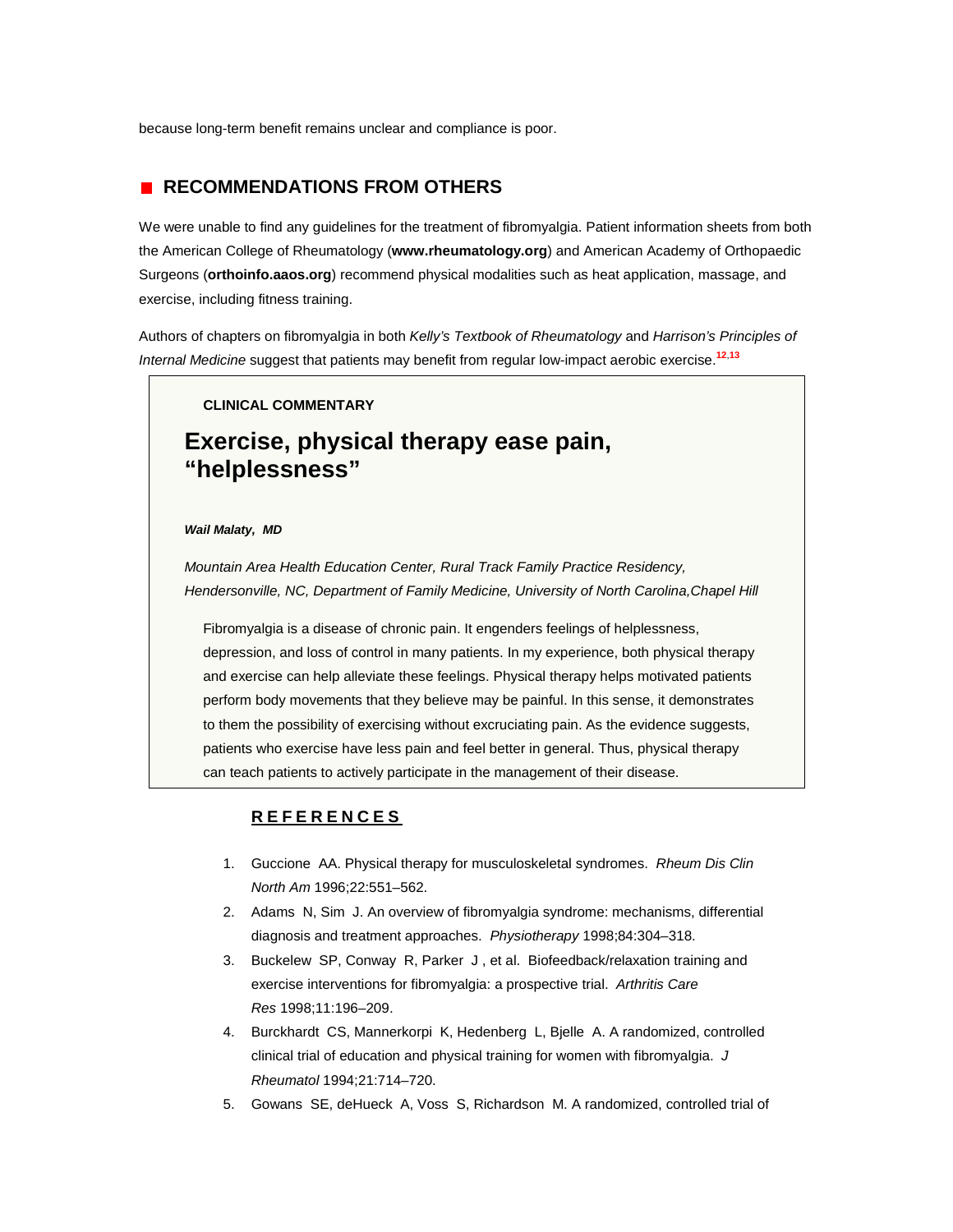because long-term benefit remains unclear and compliance is poor.

## RECOMMENDATIONS FROM OTHERS

We were unable to find any guidelines for the treatment of fibromyalgia. Patient information sheets from both the American College of Rheumatology (**www.rheumatology.org**) and American Academy of Orthopaedic Surgeons (**orthoinfo.aaos.org**) recommend physical modalities such as heat application, massage, and exercise, including fitness training.

Authors of chapters on fibromyalgia in both *Kelly's Textbook of Rheumatology* and *Harrison's Principles of Internal Medicine* suggest that patients may benefit from regular low-impact aerobic exercise.[12,13]

**CLINICAL COMMENTARY**

### Exercise, physical therapy ease pain, "helplessness"

***Wail Malaty, MD***

*Mountain Area Health Education Center, Rural Track Family Practice Residency, Hendersonville, NC, Department of Family Medicine, University of North Carolina,Chapel Hill*

Fibromyalgia is a disease of chronic pain. It engenders feelings of helplessness, depression, and loss of control in many patients. In my experience, both physical therapy and exercise can help alleviate these feelings. Physical therapy helps motivated patients perform body movements that they believe may be painful. In this sense, it demonstrates to them the possibility of exercising without excruciating pain. As the evidence suggests, patients who exercise have less pain and feel better in general. Thus, physical therapy can teach patients to actively participate in the management of their disease.

## REFERENCES

1. Guccione AA. Physical therapy for musculoskeletal syndromes. *Rheum Dis Clin North Am* 1996;22:551–562.
2. Adams N, Sim J. An overview of fibromyalgia syndrome: mechanisms, differential diagnosis and treatment approaches. *Physiotherapy* 1998;84:304–318.
3. Buckelew SP, Conway R, Parker J , et al. Biofeedback/relaxation training and exercise interventions for fibromyalgia: a prospective trial. *Arthritis Care Res* 1998;11:196–209.
4. Burckhardt CS, Mannerkorpi K, Hedenberg L, Bjelle A. A randomized, controlled clinical trial of education and physical training for women with fibromyalgia. *J Rheumatol* 1994;21:714–720.
5. Gowans SE, deHueck A, Voss S, Richardson M. A randomized, controlled trial of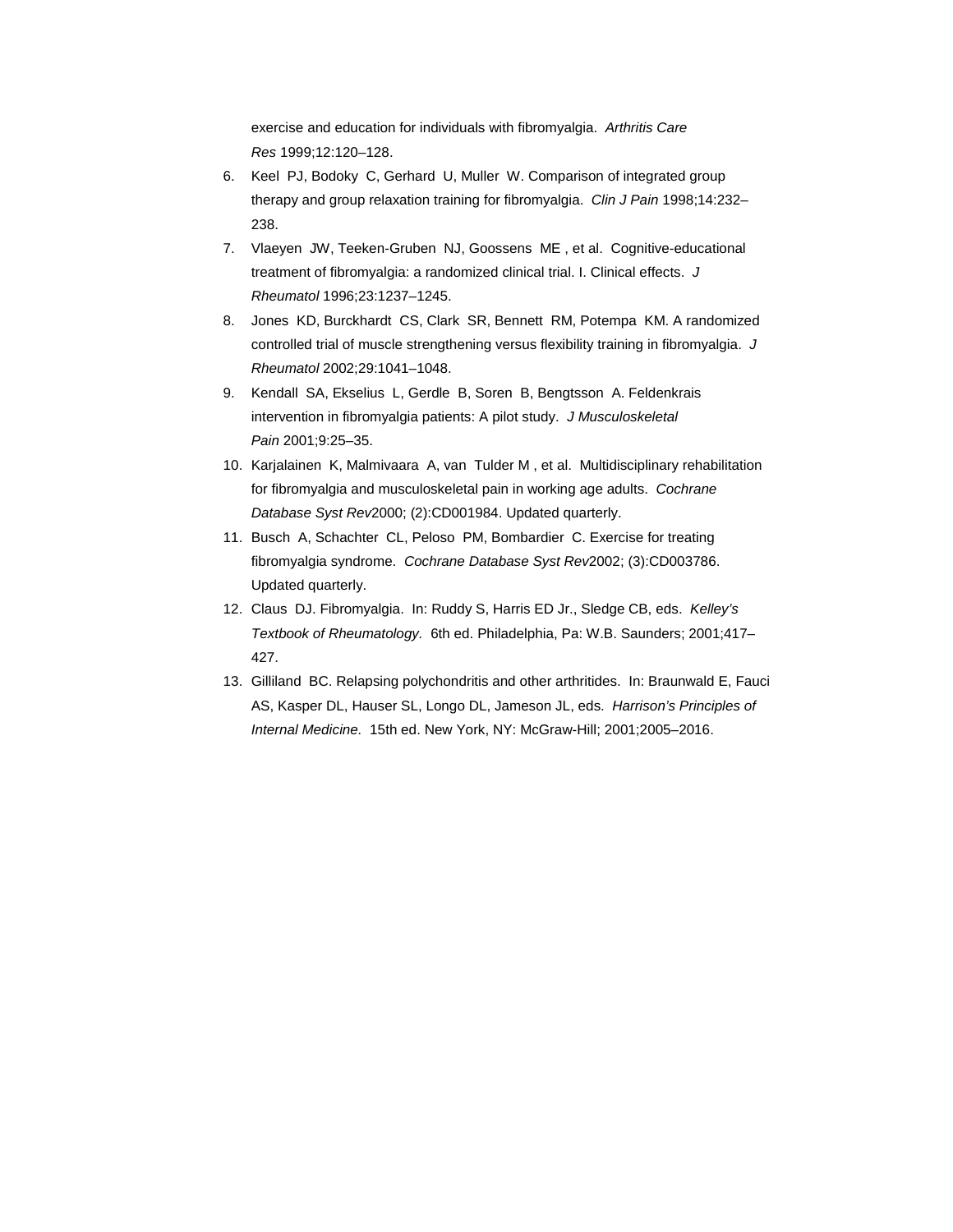exercise and education for individuals with fibromyalgia. *Arthritis Care Res* 1999;12:120–128.

6. Keel PJ, Bodoky C, Gerhard U, Muller W. Comparison of integrated group therapy and group relaxation training for fibromyalgia. *Clin J Pain* 1998;14:232–238.
7. Vlaeyen JW, Teeken-Gruben NJ, Goossens ME , et al. Cognitive-educational treatment of fibromyalgia: a randomized clinical trial. I. Clinical effects. *J Rheumatol* 1996;23:1237–1245.
8. Jones KD, Burckhardt CS, Clark SR, Bennett RM, Potempa KM. A randomized controlled trial of muscle strengthening versus flexibility training in fibromyalgia. *J Rheumatol* 2002;29:1041–1048.
9. Kendall SA, Ekselius L, Gerdle B, Soren B, Bengtsson A. Feldenkrais intervention in fibromyalgia patients: A pilot study. *J Musculoskeletal Pain* 2001;9:25–35.
10. Karjalainen K, Malmivaara A, van Tulder M , et al. Multidisciplinary rehabilitation for fibromyalgia and musculoskeletal pain in working age adults. *Cochrane Database Syst Rev*2000; (2):CD001984. Updated quarterly.
11. Busch A, Schachter CL, Peloso PM, Bombardier C. Exercise for treating fibromyalgia syndrome. *Cochrane Database Syst Rev*2002; (3):CD003786. Updated quarterly.
12. Claus DJ. Fibromyalgia. In: Ruddy S, Harris ED Jr., Sledge CB, eds. *Kelley's Textbook of Rheumatology.* 6th ed. Philadelphia, Pa: W.B. Saunders; 2001;417–427.
13. Gilliland BC. Relapsing polychondritis and other arthritides. In: Braunwald E, Fauci AS, Kasper DL, Hauser SL, Longo DL, Jameson JL, eds. *Harrison's Principles of Internal Medicine.* 15th ed. New York, NY: McGraw-Hill; 2001;2005–2016.